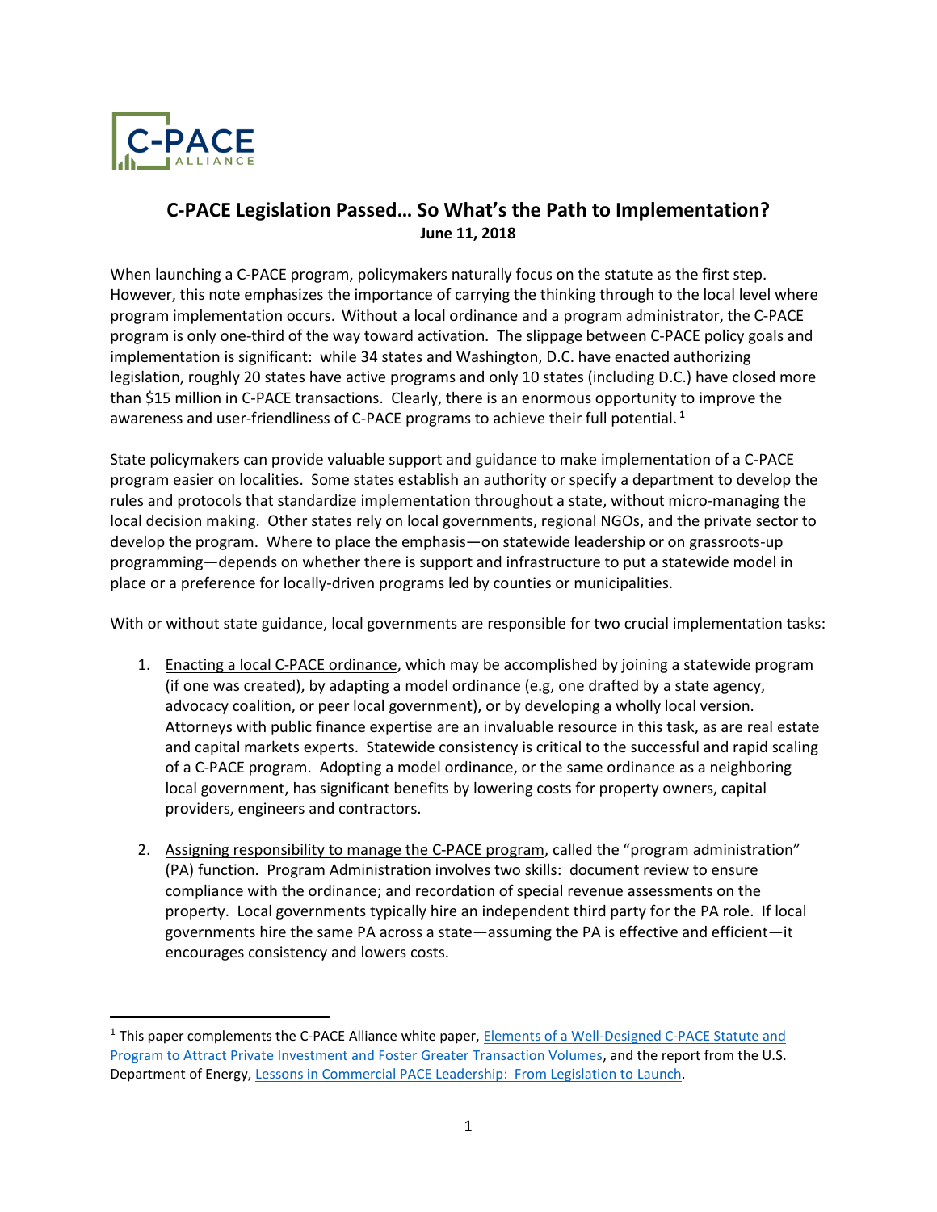# C-PACE Legislation Passed… So What's the Path to Implementation?

**June 11, 2018**

When launching a C-PACE program, policymakers naturally focus on the statute as the first step. However, this note emphasizes the importance of carrying the thinking through to the local level where program implementation occurs. Without a local ordinance and a program administrator, the C-PACE program is only one-third of the way toward activation. The slippage between C-PACE policy goals and implementation is significant: while 34 states and Washington, D.C. have enacted authorizing legislation, roughly 20 states have active programs and only 10 states (including D.C.) have closed more than $15 million in C-PACE transactions. Clearly, there is an enormous opportunity to improve the awareness and user-friendliness of C-PACE programs to achieve their full potential.[1]

State policymakers can provide valuable support and guidance to make implementation of a C-PACE program easier on localities. Some states establish an authority or specify a department to develop the rules and protocols that standardize implementation throughout a state, without micro-managing the local decision making. Other states rely on local governments, regional NGOs, and the private sector to develop the program. Where to place the emphasis—on statewide leadership or on grassroots-up programming—depends on whether there is support and infrastructure to put a statewide model in place or a preference for locally-driven programs led by counties or municipalities.

With or without state guidance, local governments are responsible for two crucial implementation tasks:

1. Enacting a local C-PACE ordinance, which may be accomplished by joining a statewide program (if one was created), by adapting a model ordinance (e.g, one drafted by a state agency, advocacy coalition, or peer local government), or by developing a wholly local version. Attorneys with public finance expertise are an invaluable resource in this task, as are real estate and capital markets experts. Statewide consistency is critical to the successful and rapid scaling of a C-PACE program. Adopting a model ordinance, or the same ordinance as a neighboring local government, has significant benefits by lowering costs for property owners, capital providers, engineers and contractors.

2. Assigning responsibility to manage the C-PACE program, called the "program administration" (PA) function. Program Administration involves two skills: document review to ensure compliance with the ordinance; and recordation of special revenue assessments on the property. Local governments typically hire an independent third party for the PA role. If local governments hire the same PA across a state—assuming the PA is effective and efficient—it encourages consistency and lowers costs.

---

[1] This paper complements the C-PACE Alliance white paper, Elements of a Well-Designed C-PACE Statute and Program to Attract Private Investment and Foster Greater Transaction Volumes, and the report from the U.S. Department of Energy, Lessons in Commercial PACE Leadership: From Legislation to Launch.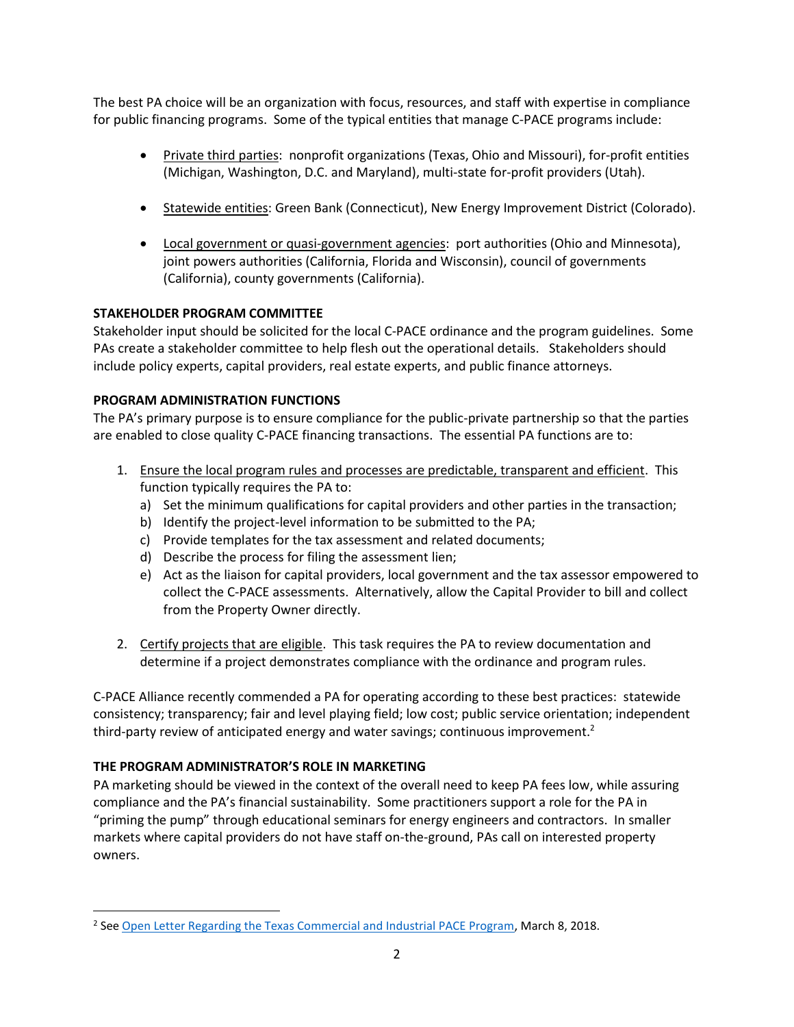The best PA choice will be an organization with focus, resources, and staff with expertise in compliance for public financing programs. Some of the typical entities that manage C-PACE programs include:

- Private third parties: nonprofit organizations (Texas, Ohio and Missouri), for-profit entities (Michigan, Washington, D.C. and Maryland), multi-state for-profit providers (Utah).
- Statewide entities: Green Bank (Connecticut), New Energy Improvement District (Colorado).
- Local government or quasi-government agencies: port authorities (Ohio and Minnesota), joint powers authorities (California, Florida and Wisconsin), council of governments (California), county governments (California).

**STAKEHOLDER PROGRAM COMMITTEE**

Stakeholder input should be solicited for the local C-PACE ordinance and the program guidelines. Some PAs create a stakeholder committee to help flesh out the operational details. Stakeholders should include policy experts, capital providers, real estate experts, and public finance attorneys.

**PROGRAM ADMINISTRATION FUNCTIONS**

The PA's primary purpose is to ensure compliance for the public-private partnership so that the parties are enabled to close quality C-PACE financing transactions. The essential PA functions are to:

1. Ensure the local program rules and processes are predictable, transparent and efficient. This function typically requires the PA to:
   a) Set the minimum qualifications for capital providers and other parties in the transaction;
   b) Identify the project-level information to be submitted to the PA;
   c) Provide templates for the tax assessment and related documents;
   d) Describe the process for filing the assessment lien;
   e) Act as the liaison for capital providers, local government and the tax assessor empowered to collect the C-PACE assessments. Alternatively, allow the Capital Provider to bill and collect from the Property Owner directly.
2. Certify projects that are eligible. This task requires the PA to review documentation and determine if a project demonstrates compliance with the ordinance and program rules.

C-PACE Alliance recently commended a PA for operating according to these best practices: statewide consistency; transparency; fair and level playing field; low cost; public service orientation; independent third-party review of anticipated energy and water savings; continuous improvement.[2]

**THE PROGRAM ADMINISTRATOR'S ROLE IN MARKETING**

PA marketing should be viewed in the context of the overall need to keep PA fees low, while assuring compliance and the PA's financial sustainability. Some practitioners support a role for the PA in "priming the pump" through educational seminars for energy engineers and contractors. In smaller markets where capital providers do not have staff on-the-ground, PAs call on interested property owners.

[2] See Open Letter Regarding the Texas Commercial and Industrial PACE Program, March 8, 2018.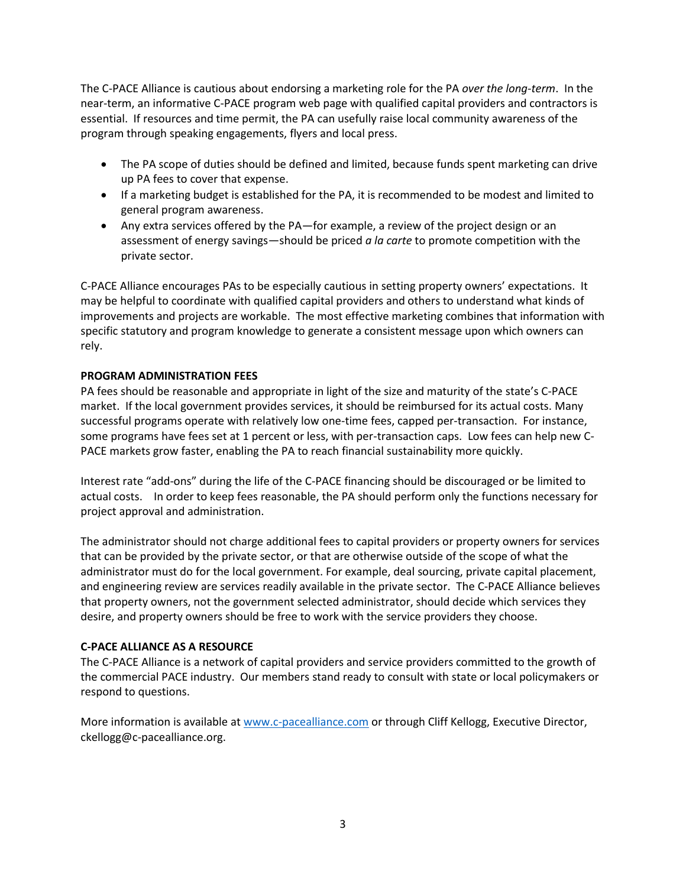The C-PACE Alliance is cautious about endorsing a marketing role for the PA *over the long-term*. In the near-term, an informative C-PACE program web page with qualified capital providers and contractors is essential. If resources and time permit, the PA can usefully raise local community awareness of the program through speaking engagements, flyers and local press.

- The PA scope of duties should be defined and limited, because funds spent marketing can drive up PA fees to cover that expense.
- If a marketing budget is established for the PA, it is recommended to be modest and limited to general program awareness.
- Any extra services offered by the PA—for example, a review of the project design or an assessment of energy savings—should be priced *a la carte* to promote competition with the private sector.

C-PACE Alliance encourages PAs to be especially cautious in setting property owners' expectations. It may be helpful to coordinate with qualified capital providers and others to understand what kinds of improvements and projects are workable. The most effective marketing combines that information with specific statutory and program knowledge to generate a consistent message upon which owners can rely.

**PROGRAM ADMINISTRATION FEES**

PA fees should be reasonable and appropriate in light of the size and maturity of the state's C-PACE market. If the local government provides services, it should be reimbursed for its actual costs. Many successful programs operate with relatively low one-time fees, capped per-transaction. For instance, some programs have fees set at 1 percent or less, with per-transaction caps. Low fees can help new C-PACE markets grow faster, enabling the PA to reach financial sustainability more quickly.

Interest rate "add-ons" during the life of the C-PACE financing should be discouraged or be limited to actual costs. In order to keep fees reasonable, the PA should perform only the functions necessary for project approval and administration.

The administrator should not charge additional fees to capital providers or property owners for services that can be provided by the private sector, or that are otherwise outside of the scope of what the administrator must do for the local government. For example, deal sourcing, private capital placement, and engineering review are services readily available in the private sector. The C-PACE Alliance believes that property owners, not the government selected administrator, should decide which services they desire, and property owners should be free to work with the service providers they choose.

**C-PACE ALLIANCE AS A RESOURCE**

The C-PACE Alliance is a network of capital providers and service providers committed to the growth of the commercial PACE industry. Our members stand ready to consult with state or local policymakers or respond to questions.

More information is available at [www.c-pacealliance.com](www.c-pacealliance.com) or through Cliff Kellogg, Executive Director, ckellogg@c-pacealliance.org.